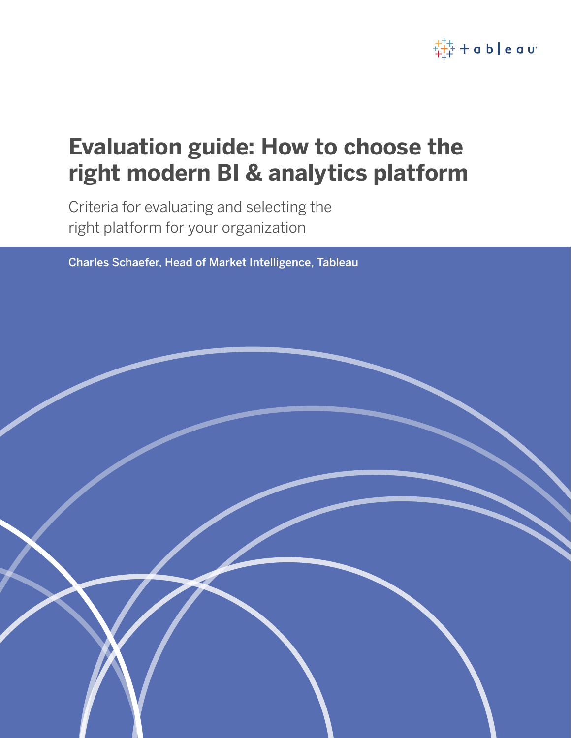# Evaluation guide: How to choose the right modern BI & analytics platform

Criteria for evaluating and selecting the right platform for your organization

Charles Schaefer, Head of Market Intelligence, Tableau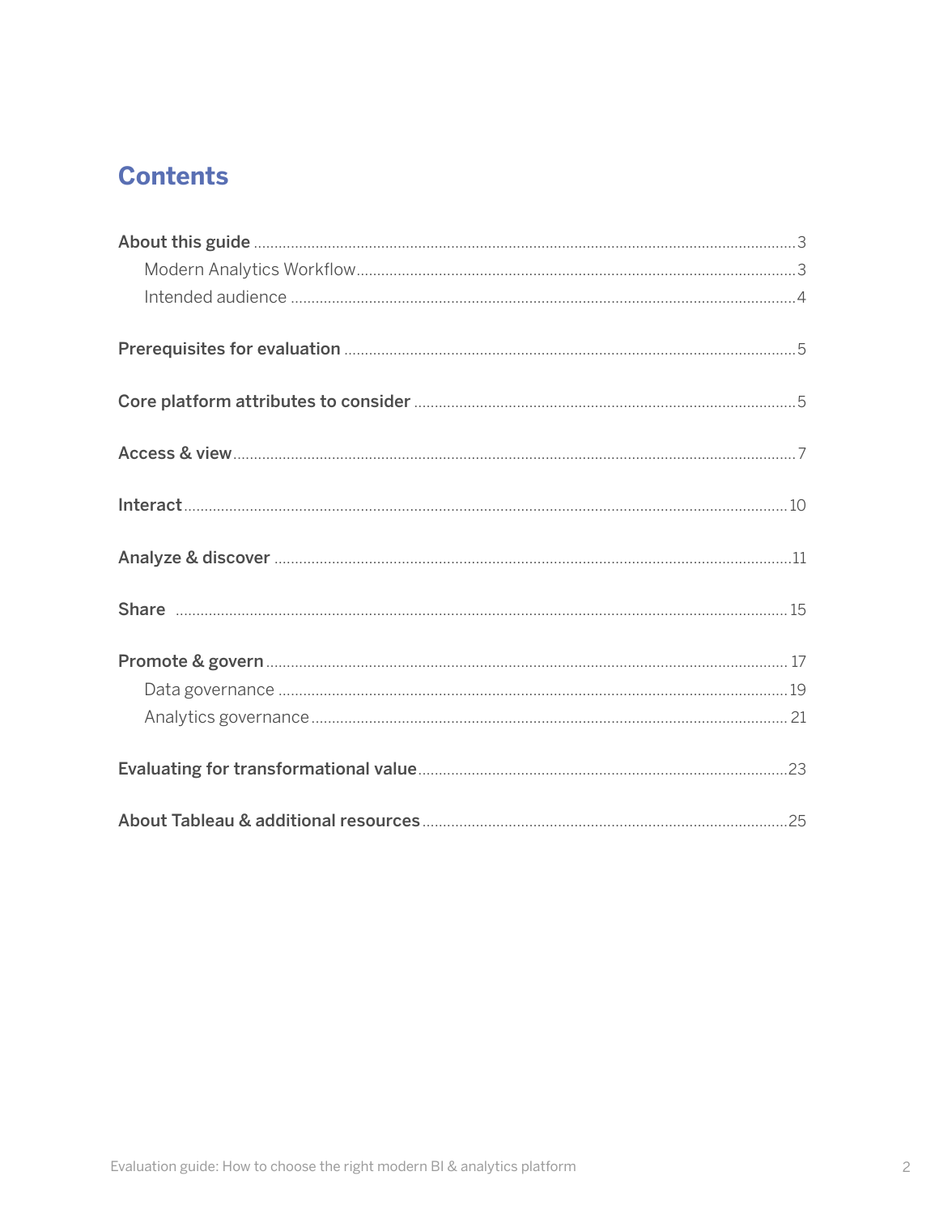# Contents

**About this guide** ..... 3

- Modern Analytics Workflow ..... 3
- Intended audience ..... 4

**Prerequisites for evaluation** ..... 5

**Core platform attributes to consider** ..... 5

**Access & view** ..... 7

**Interact** ..... 10

**Analyze & discover** ..... 11

**Share** ..... 15

**Promote & govern** ..... 17

- Data governance ..... 19
- Analytics governance ..... 21

**Evaluating for transformational value** ..... 23

**About Tableau & additional resources** ..... 25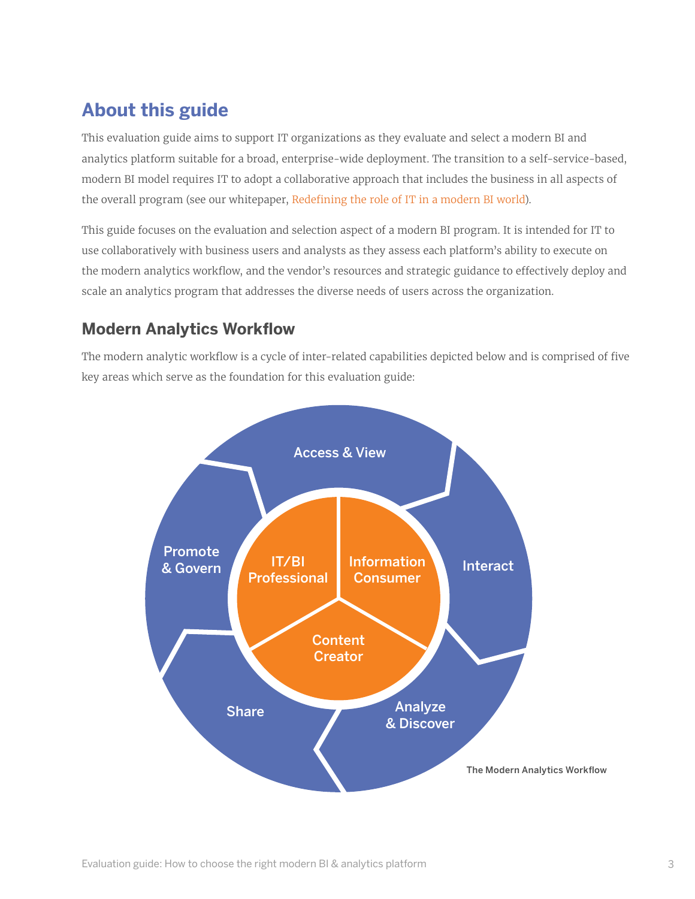## About this guide

This evaluation guide aims to support IT organizations as they evaluate and select a modern BI and analytics platform suitable for a broad, enterprise-wide deployment. The transition to a self-service-based, modern BI model requires IT to adopt a collaborative approach that includes the business in all aspects of the overall program (see our whitepaper, Redefining the role of IT in a modern BI world).

This guide focuses on the evaluation and selection aspect of a modern BI program. It is intended for IT to use collaboratively with business users and analysts as they assess each platform's ability to execute on the modern analytics workflow, and the vendor's resources and strategic guidance to effectively deploy and scale an analytics program that addresses the diverse needs of users across the organization.

### Modern Analytics Workflow

The modern analytic workflow is a cycle of inter-related capabilities depicted below and is comprised of five key areas which serve as the foundation for this evaluation guide:

Access & View

Interact

Analyze & Discover

Share

Promote & Govern

IT/BI Professional

Information Consumer

Content Creator

The Modern Analytics Workflow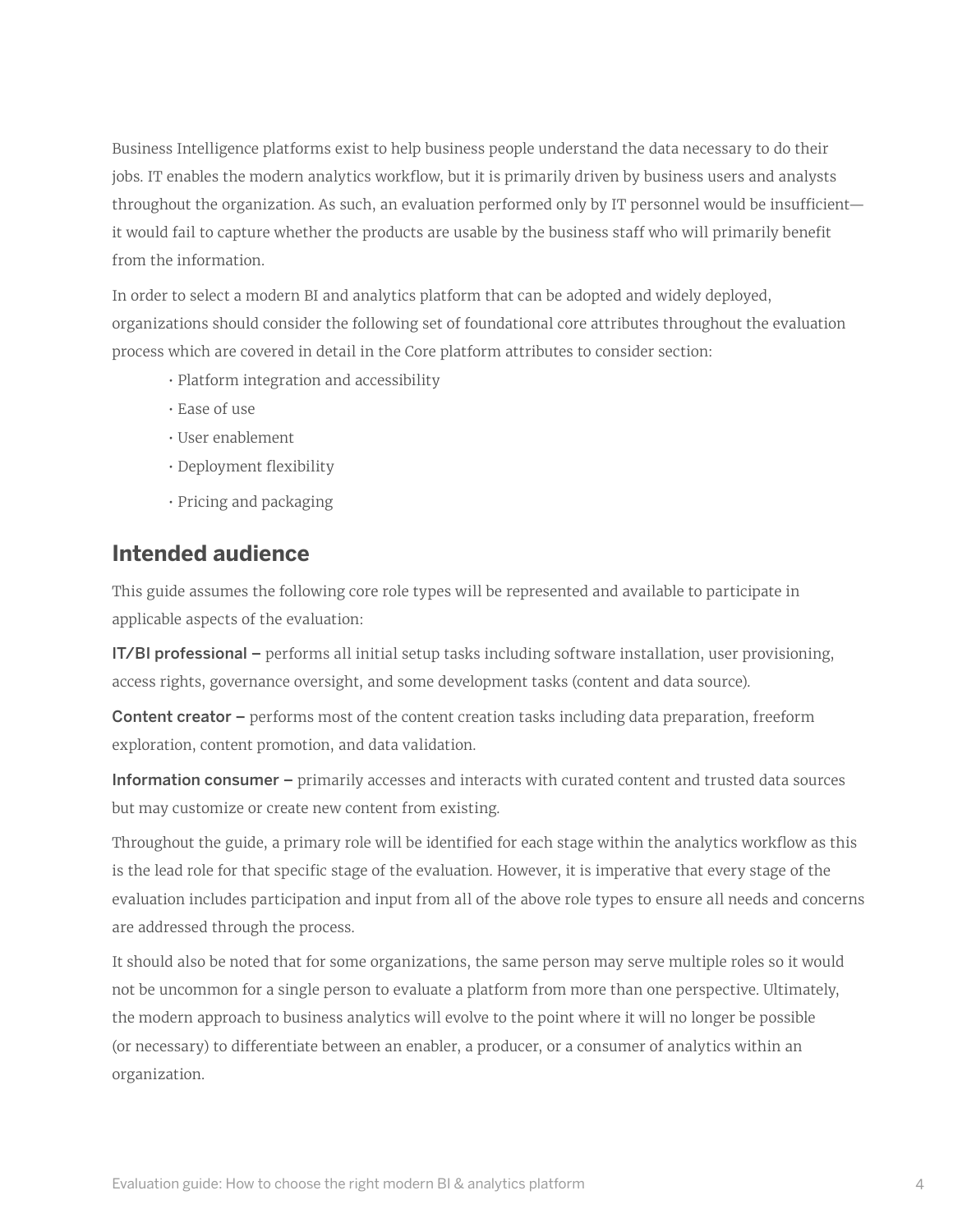Business Intelligence platforms exist to help business people understand the data necessary to do their jobs. IT enables the modern analytics workflow, but it is primarily driven by business users and analysts throughout the organization. As such, an evaluation performed only by IT personnel would be insufficient—it would fail to capture whether the products are usable by the business staff who will primarily benefit from the information.

In order to select a modern BI and analytics platform that can be adopted and widely deployed, organizations should consider the following set of foundational core attributes throughout the evaluation process which are covered in detail in the Core platform attributes to consider section:

- Platform integration and accessibility
- Ease of use
- User enablement
- Deployment flexibility
- Pricing and packaging

## Intended audience

This guide assumes the following core role types will be represented and available to participate in applicable aspects of the evaluation:

**IT/BI professional –** performs all initial setup tasks including software installation, user provisioning, access rights, governance oversight, and some development tasks (content and data source).

**Content creator –** performs most of the content creation tasks including data preparation, freeform exploration, content promotion, and data validation.

**Information consumer –** primarily accesses and interacts with curated content and trusted data sources but may customize or create new content from existing.

Throughout the guide, a primary role will be identified for each stage within the analytics workflow as this is the lead role for that specific stage of the evaluation. However, it is imperative that every stage of the evaluation includes participation and input from all of the above role types to ensure all needs and concerns are addressed through the process.

It should also be noted that for some organizations, the same person may serve multiple roles so it would not be uncommon for a single person to evaluate a platform from more than one perspective. Ultimately, the modern approach to business analytics will evolve to the point where it will no longer be possible (or necessary) to differentiate between an enabler, a producer, or a consumer of analytics within an organization.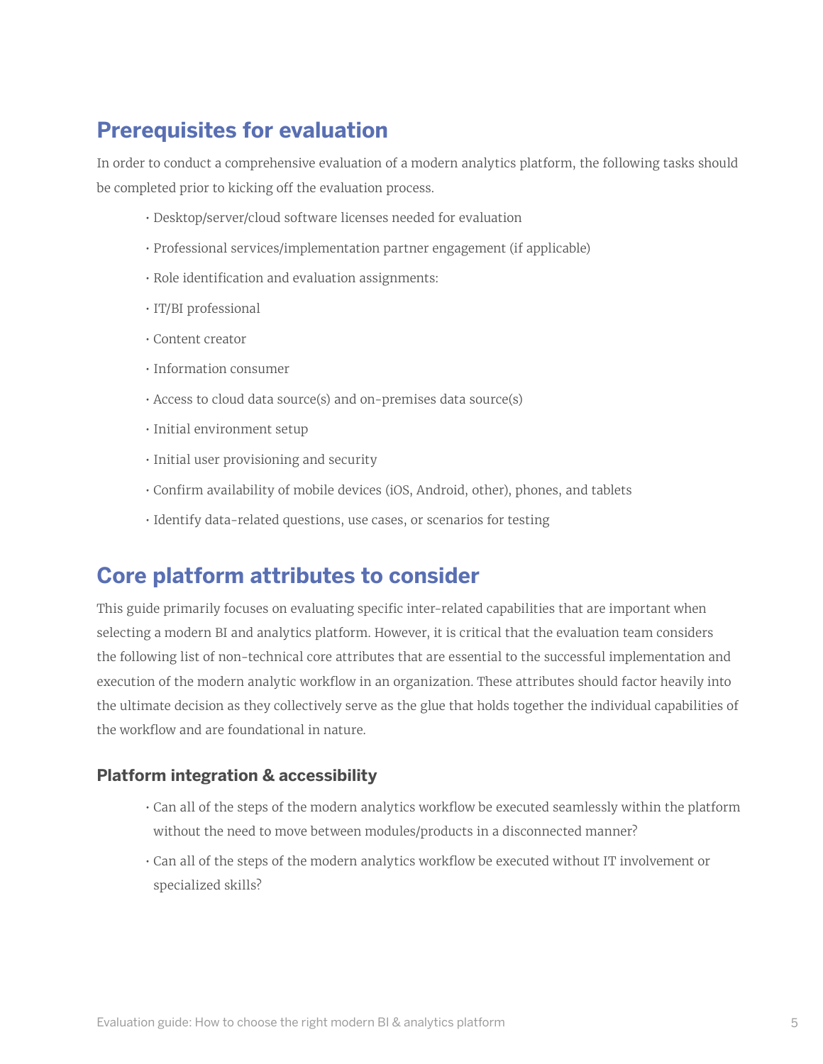## Prerequisites for evaluation

In order to conduct a comprehensive evaluation of a modern analytics platform, the following tasks should be completed prior to kicking off the evaluation process.

- Desktop/server/cloud software licenses needed for evaluation
- Professional services/implementation partner engagement (if applicable)
- Role identification and evaluation assignments:
- IT/BI professional
- Content creator
- Information consumer
- Access to cloud data source(s) and on-premises data source(s)
- Initial environment setup
- Initial user provisioning and security
- Confirm availability of mobile devices (iOS, Android, other), phones, and tablets
- Identify data-related questions, use cases, or scenarios for testing

## Core platform attributes to consider

This guide primarily focuses on evaluating specific inter-related capabilities that are important when selecting a modern BI and analytics platform. However, it is critical that the evaluation team considers the following list of non-technical core attributes that are essential to the successful implementation and execution of the modern analytic workflow in an organization. These attributes should factor heavily into the ultimate decision as they collectively serve as the glue that holds together the individual capabilities of the workflow and are foundational in nature.

### Platform integration & accessibility

- Can all of the steps of the modern analytics workflow be executed seamlessly within the platform without the need to move between modules/products in a disconnected manner?
- Can all of the steps of the modern analytics workflow be executed without IT involvement or specialized skills?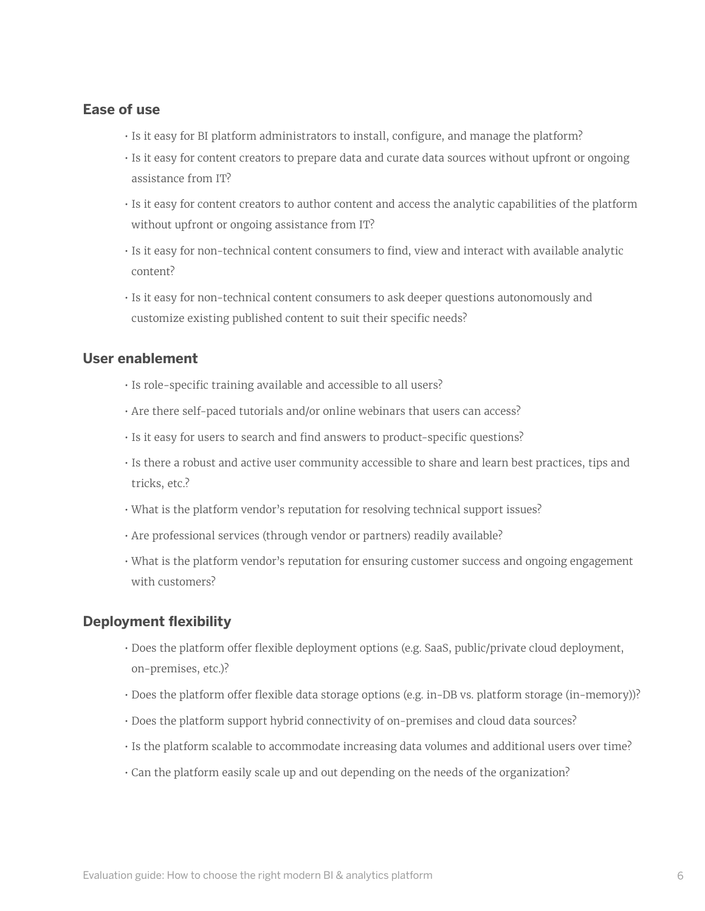### Ease of use

- Is it easy for BI platform administrators to install, configure, and manage the platform?
- Is it easy for content creators to prepare data and curate data sources without upfront or ongoing assistance from IT?
- Is it easy for content creators to author content and access the analytic capabilities of the platform without upfront or ongoing assistance from IT?
- Is it easy for non-technical content consumers to find, view and interact with available analytic content?
- Is it easy for non-technical content consumers to ask deeper questions autonomously and customize existing published content to suit their specific needs?

### User enablement

- Is role-specific training available and accessible to all users?
- Are there self-paced tutorials and/or online webinars that users can access?
- Is it easy for users to search and find answers to product-specific questions?
- Is there a robust and active user community accessible to share and learn best practices, tips and tricks, etc.?
- What is the platform vendor's reputation for resolving technical support issues?
- Are professional services (through vendor or partners) readily available?
- What is the platform vendor's reputation for ensuring customer success and ongoing engagement with customers?

### Deployment flexibility

- Does the platform offer flexible deployment options (e.g. SaaS, public/private cloud deployment, on-premises, etc.)?
- Does the platform offer flexible data storage options (e.g. in-DB vs. platform storage (in-memory))?
- Does the platform support hybrid connectivity of on-premises and cloud data sources?
- Is the platform scalable to accommodate increasing data volumes and additional users over time?
- Can the platform easily scale up and out depending on the needs of the organization?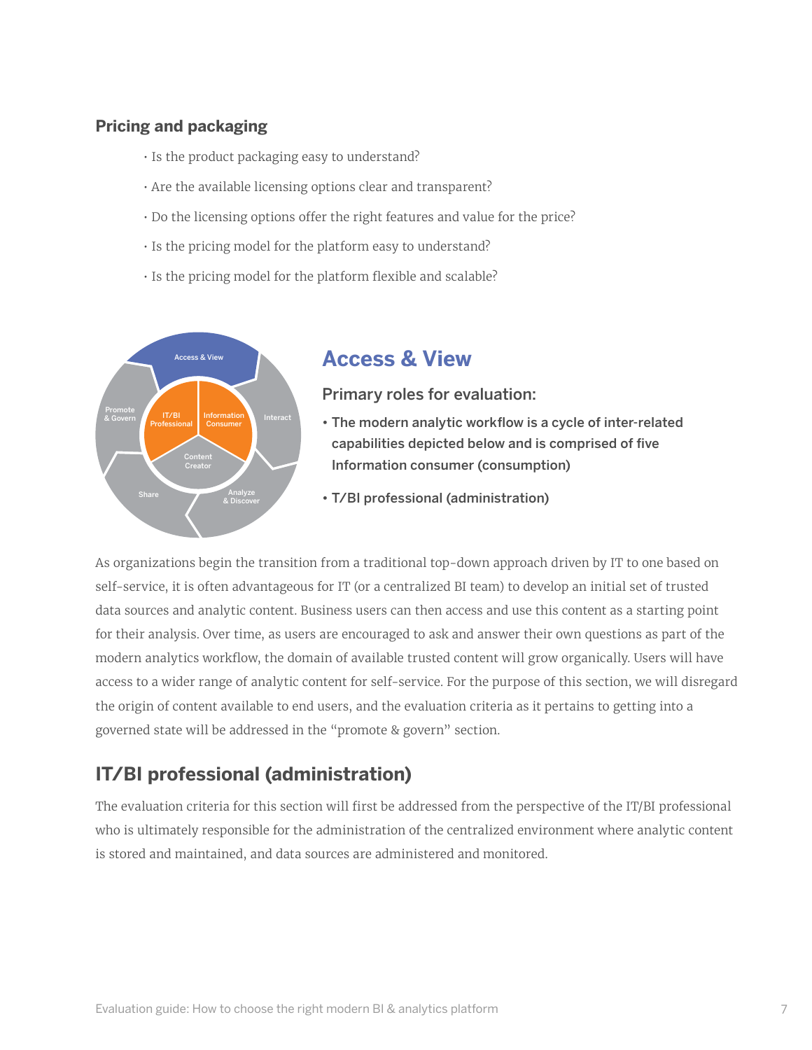### Pricing and packaging

- Is the product packaging easy to understand?
- Are the available licensing options clear and transparent?
- Do the licensing options offer the right features and value for the price?
- Is the pricing model for the platform easy to understand?
- Is the pricing model for the platform flexible and scalable?

## Access & View

### Primary roles for evaluation:

- The modern analytic workflow is a cycle of inter-related capabilities depicted below and is comprised of five Information consumer (consumption)
- T/BI professional (administration)

As organizations begin the transition from a traditional top-down approach driven by IT to one based on self-service, it is often advantageous for IT (or a centralized BI team) to develop an initial set of trusted data sources and analytic content. Business users can then access and use this content as a starting point for their analysis. Over time, as users are encouraged to ask and answer their own questions as part of the modern analytics workflow, the domain of available trusted content will grow organically. Users will have access to a wider range of analytic content for self-service. For the purpose of this section, we will disregard the origin of content available to end users, and the evaluation criteria as it pertains to getting into a governed state will be addressed in the "promote & govern" section.

## IT/BI professional (administration)

The evaluation criteria for this section will first be addressed from the perspective of the IT/BI professional who is ultimately responsible for the administration of the centralized environment where analytic content is stored and maintained, and data sources are administered and monitored.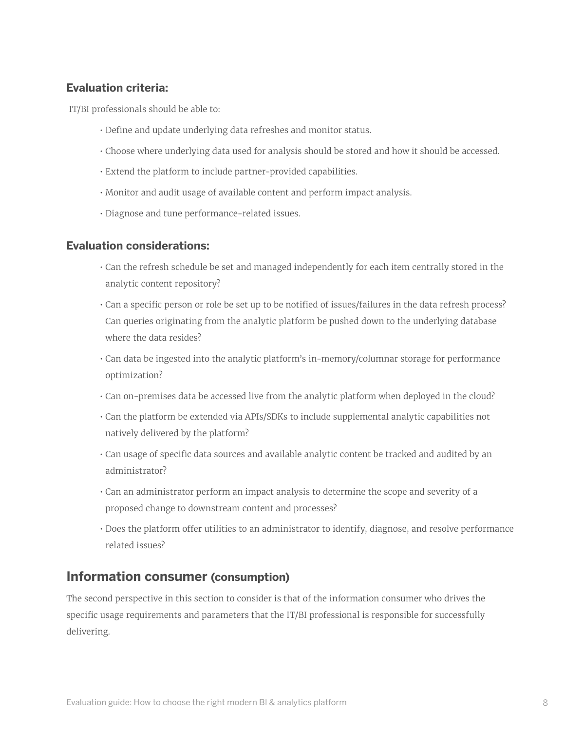### Evaluation criteria:

IT/BI professionals should be able to:

- Define and update underlying data refreshes and monitor status.
- Choose where underlying data used for analysis should be stored and how it should be accessed.
- Extend the platform to include partner-provided capabilities.
- Monitor and audit usage of available content and perform impact analysis.
- Diagnose and tune performance-related issues.

### Evaluation considerations:

- Can the refresh schedule be set and managed independently for each item centrally stored in the analytic content repository?
- Can a specific person or role be set up to be notified of issues/failures in the data refresh process? Can queries originating from the analytic platform be pushed down to the underlying database where the data resides?
- Can data be ingested into the analytic platform's in-memory/columnar storage for performance optimization?
- Can on-premises data be accessed live from the analytic platform when deployed in the cloud?
- Can the platform be extended via APIs/SDKs to include supplemental analytic capabilities not natively delivered by the platform?
- Can usage of specific data sources and available analytic content be tracked and audited by an administrator?
- Can an administrator perform an impact analysis to determine the scope and severity of a proposed change to downstream content and processes?
- Does the platform offer utilities to an administrator to identify, diagnose, and resolve performance related issues?

## Information consumer (consumption)

The second perspective in this section to consider is that of the information consumer who drives the specific usage requirements and parameters that the IT/BI professional is responsible for successfully delivering.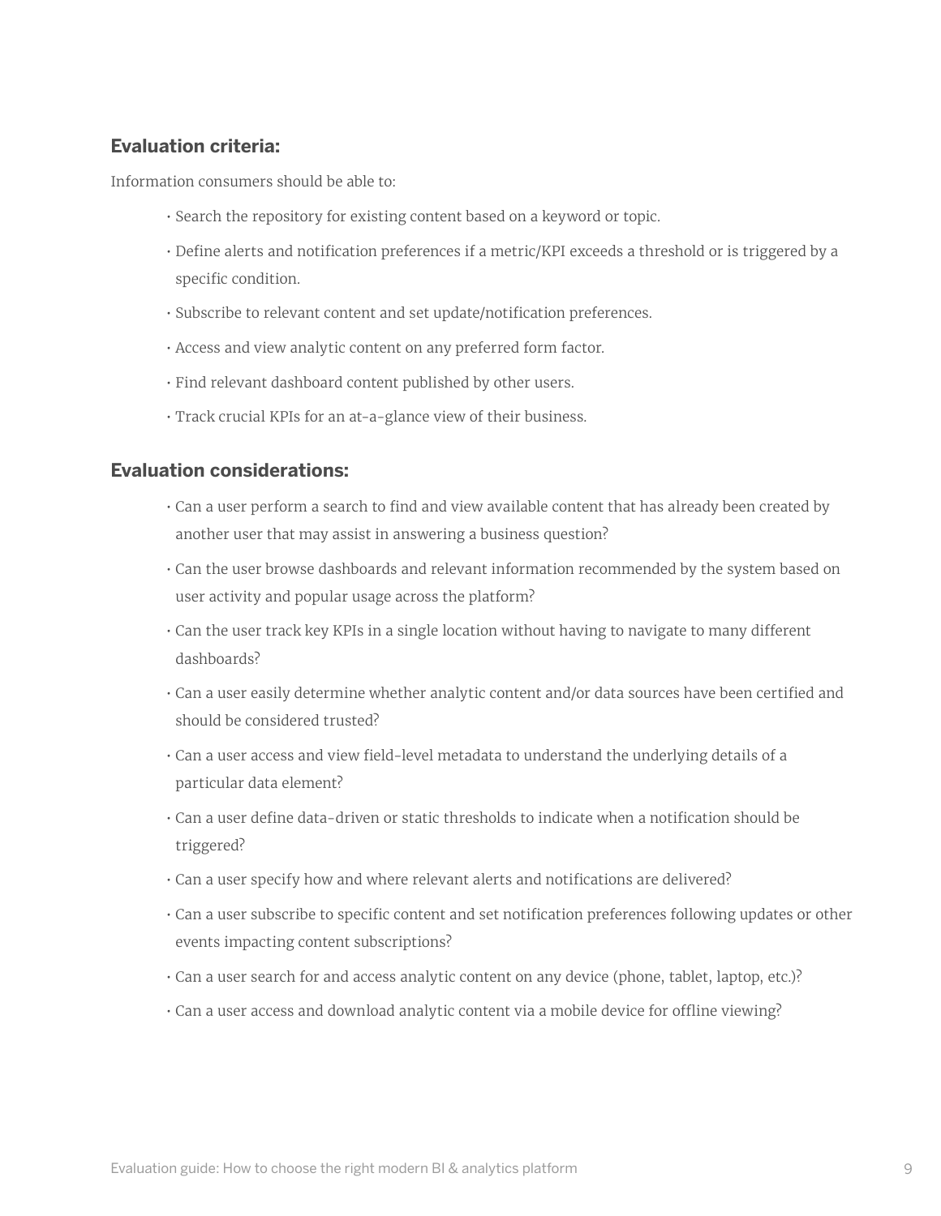### Evaluation criteria:

Information consumers should be able to:

- Search the repository for existing content based on a keyword or topic.
- Define alerts and notification preferences if a metric/KPI exceeds a threshold or is triggered by a specific condition.
- Subscribe to relevant content and set update/notification preferences.
- Access and view analytic content on any preferred form factor.
- Find relevant dashboard content published by other users.
- Track crucial KPIs for an at-a-glance view of their business.

### Evaluation considerations:

- Can a user perform a search to find and view available content that has already been created by another user that may assist in answering a business question?
- Can the user browse dashboards and relevant information recommended by the system based on user activity and popular usage across the platform?
- Can the user track key KPIs in a single location without having to navigate to many different dashboards?
- Can a user easily determine whether analytic content and/or data sources have been certified and should be considered trusted?
- Can a user access and view field-level metadata to understand the underlying details of a particular data element?
- Can a user define data-driven or static thresholds to indicate when a notification should be triggered?
- Can a user specify how and where relevant alerts and notifications are delivered?
- Can a user subscribe to specific content and set notification preferences following updates or other events impacting content subscriptions?
- Can a user search for and access analytic content on any device (phone, tablet, laptop, etc.)?
- Can a user access and download analytic content via a mobile device for offline viewing?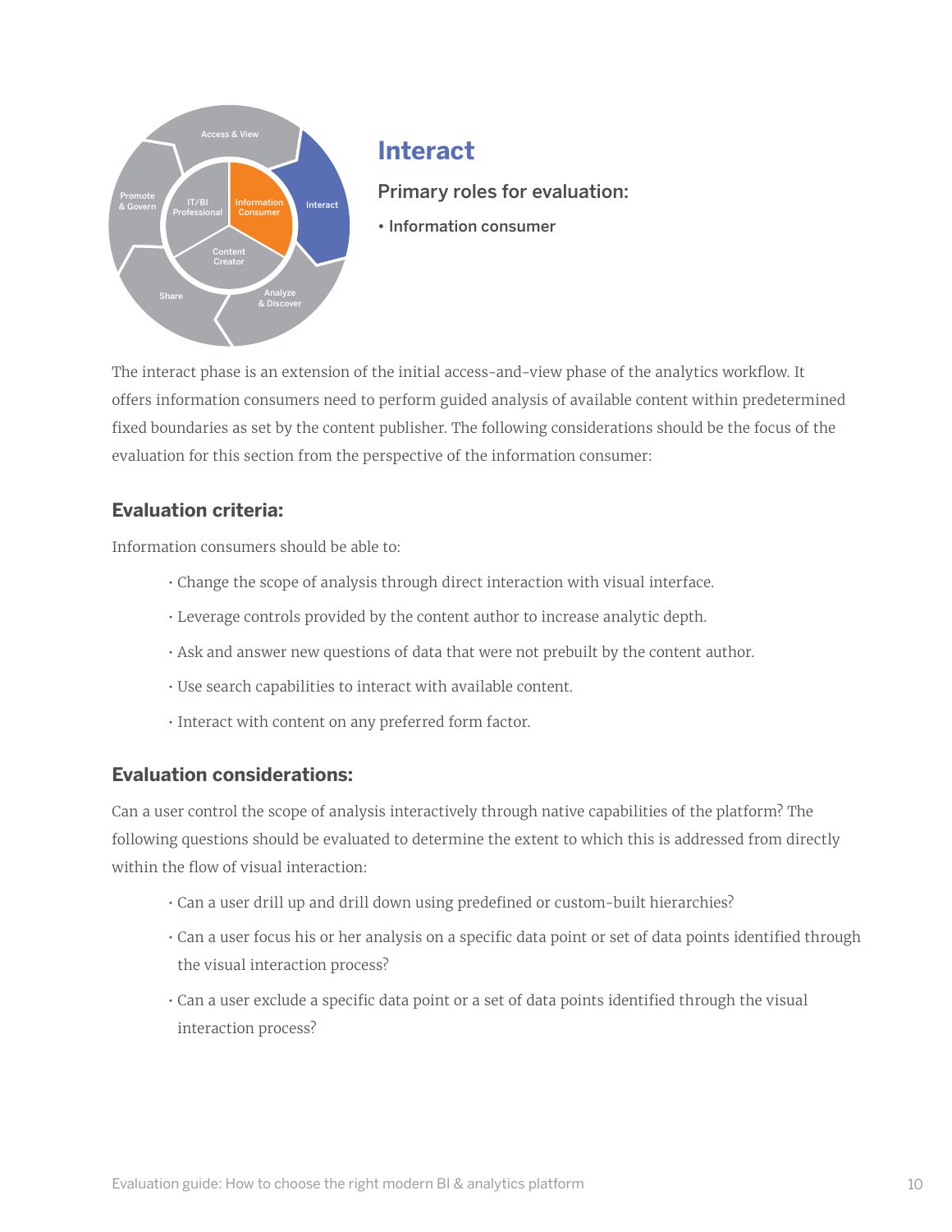## Interact

### Primary roles for evaluation:

- Information consumer

The interact phase is an extension of the initial access-and-view phase of the analytics workflow. It offers information consumers need to perform guided analysis of available content within predetermined fixed boundaries as set by the content publisher. The following considerations should be the focus of the evaluation for this section from the perspective of the information consumer:

### Evaluation criteria:

Information consumers should be able to:

- Change the scope of analysis through direct interaction with visual interface.
- Leverage controls provided by the content author to increase analytic depth.
- Ask and answer new questions of data that were not prebuilt by the content author.
- Use search capabilities to interact with available content.
- Interact with content on any preferred form factor.

### Evaluation considerations:

Can a user control the scope of analysis interactively through native capabilities of the platform? The following questions should be evaluated to determine the extent to which this is addressed from directly within the flow of visual interaction:

- Can a user drill up and drill down using predefined or custom-built hierarchies?
- Can a user focus his or her analysis on a specific data point or set of data points identified through the visual interaction process?
- Can a user exclude a specific data point or a set of data points identified through the visual interaction process?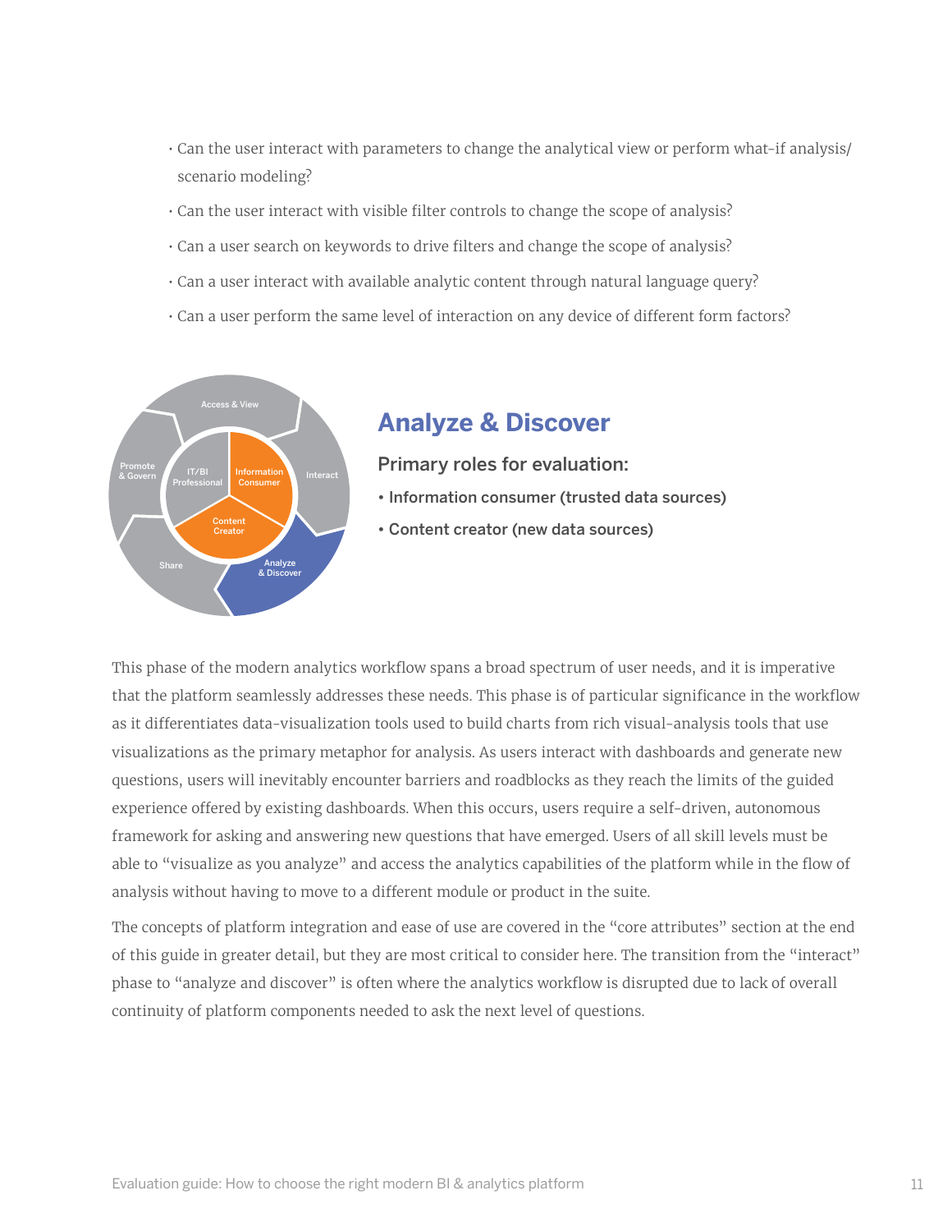- Can the user interact with parameters to change the analytical view or perform what-if analysis/ scenario modeling?
- Can the user interact with visible filter controls to change the scope of analysis?
- Can a user search on keywords to drive filters and change the scope of analysis?
- Can a user interact with available analytic content through natural language query?
- Can a user perform the same level of interaction on any device of different form factors?

## Analyze & Discover

### Primary roles for evaluation:

- **Information consumer (trusted data sources)**
- **Content creator (new data sources)**

This phase of the modern analytics workflow spans a broad spectrum of user needs, and it is imperative that the platform seamlessly addresses these needs. This phase is of particular significance in the workflow as it differentiates data-visualization tools used to build charts from rich visual-analysis tools that use visualizations as the primary metaphor for analysis. As users interact with dashboards and generate new questions, users will inevitably encounter barriers and roadblocks as they reach the limits of the guided experience offered by existing dashboards. When this occurs, users require a self-driven, autonomous framework for asking and answering new questions that have emerged. Users of all skill levels must be able to "visualize as you analyze" and access the analytics capabilities of the platform while in the flow of analysis without having to move to a different module or product in the suite.

The concepts of platform integration and ease of use are covered in the "core attributes" section at the end of this guide in greater detail, but they are most critical to consider here. The transition from the "interact" phase to "analyze and discover" is often where the analytics workflow is disrupted due to lack of overall continuity of platform components needed to ask the next level of questions.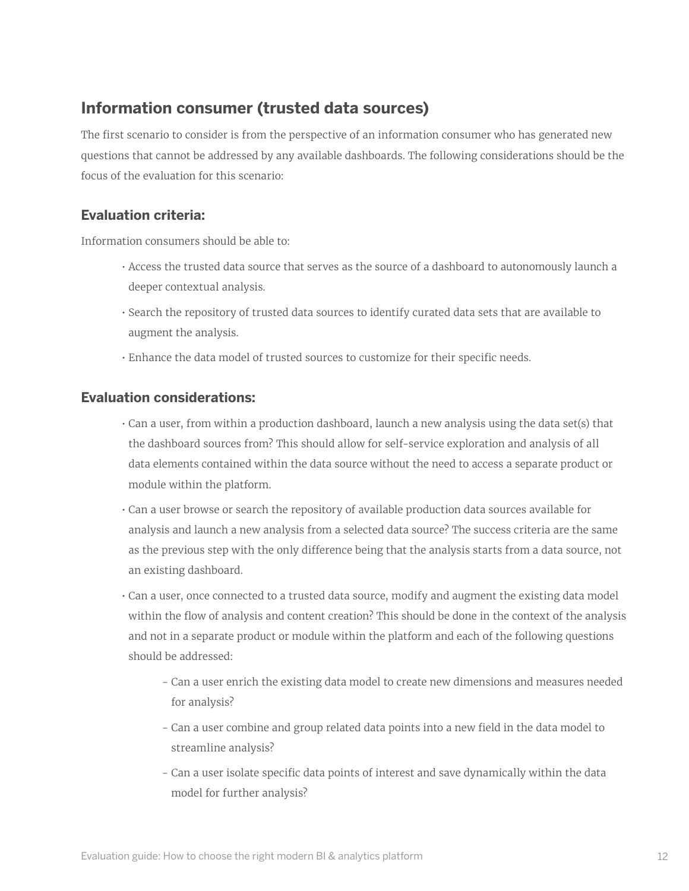## Information consumer (trusted data sources)

The first scenario to consider is from the perspective of an information consumer who has generated new questions that cannot be addressed by any available dashboards. The following considerations should be the focus of the evaluation for this scenario:

### Evaluation criteria:

Information consumers should be able to:

- Access the trusted data source that serves as the source of a dashboard to autonomously launch a deeper contextual analysis.
- Search the repository of trusted data sources to identify curated data sets that are available to augment the analysis.
- Enhance the data model of trusted sources to customize for their specific needs.

### Evaluation considerations:

- Can a user, from within a production dashboard, launch a new analysis using the data set(s) that the dashboard sources from? This should allow for self-service exploration and analysis of all data elements contained within the data source without the need to access a separate product or module within the platform.
- Can a user browse or search the repository of available production data sources available for analysis and launch a new analysis from a selected data source? The success criteria are the same as the previous step with the only difference being that the analysis starts from a data source, not an existing dashboard.
- Can a user, once connected to a trusted data source, modify and augment the existing data model within the flow of analysis and content creation? This should be done in the context of the analysis and not in a separate product or module within the platform and each of the following questions should be addressed:
  - Can a user enrich the existing data model to create new dimensions and measures needed for analysis?
  - Can a user combine and group related data points into a new field in the data model to streamline analysis?
  - Can a user isolate specific data points of interest and save dynamically within the data model for further analysis?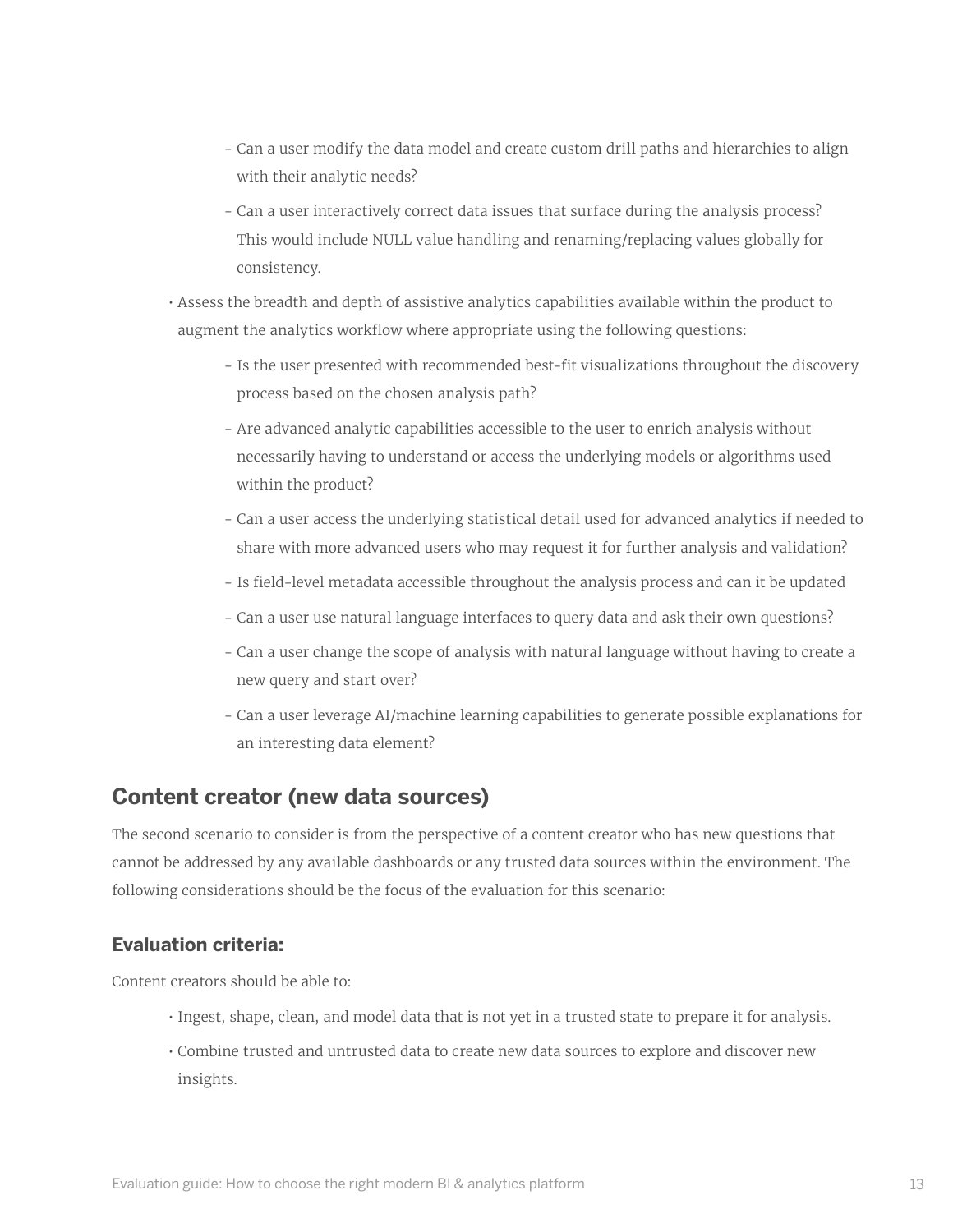- Can a user modify the data model and create custom drill paths and hierarchies to align with their analytic needs?
- Can a user interactively correct data issues that surface during the analysis process? This would include NULL value handling and renaming/replacing values globally for consistency.

- Assess the breadth and depth of assistive analytics capabilities available within the product to augment the analytics workflow where appropriate using the following questions:
    - Is the user presented with recommended best-fit visualizations throughout the discovery process based on the chosen analysis path?
    - Are advanced analytic capabilities accessible to the user to enrich analysis without necessarily having to understand or access the underlying models or algorithms used within the product?
    - Can a user access the underlying statistical detail used for advanced analytics if needed to share with more advanced users who may request it for further analysis and validation?
    - Is field-level metadata accessible throughout the analysis process and can it be updated
    - Can a user use natural language interfaces to query data and ask their own questions?
    - Can a user change the scope of analysis with natural language without having to create a new query and start over?
    - Can a user leverage AI/machine learning capabilities to generate possible explanations for an interesting data element?

## Content creator (new data sources)

The second scenario to consider is from the perspective of a content creator who has new questions that cannot be addressed by any available dashboards or any trusted data sources within the environment. The following considerations should be the focus of the evaluation for this scenario:

### Evaluation criteria:

Content creators should be able to:

- Ingest, shape, clean, and model data that is not yet in a trusted state to prepare it for analysis.
- Combine trusted and untrusted data to create new data sources to explore and discover new insights.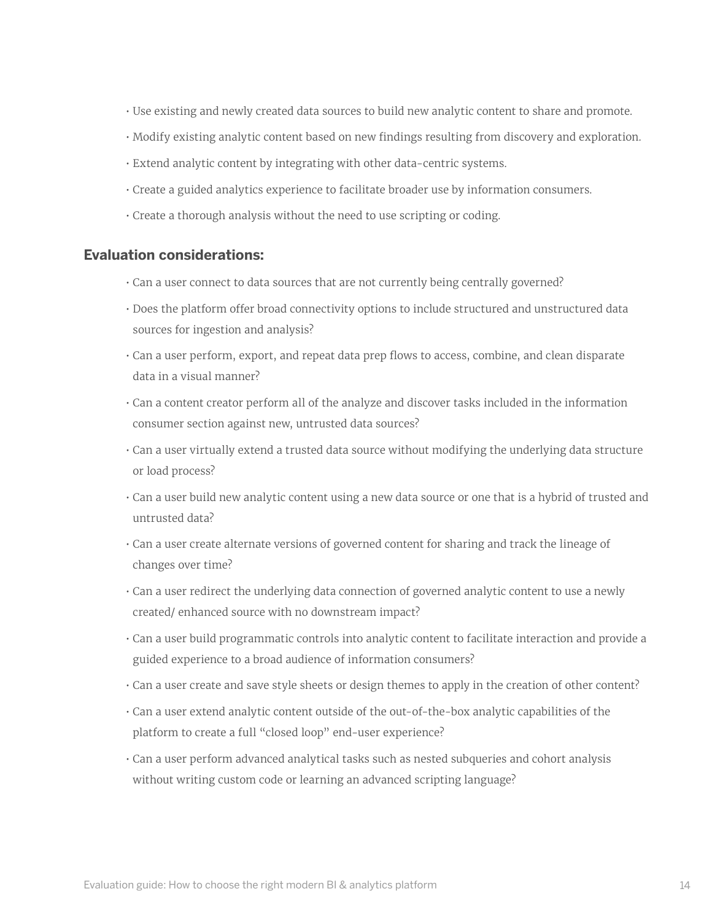- Use existing and newly created data sources to build new analytic content to share and promote.
- Modify existing analytic content based on new findings resulting from discovery and exploration.
- Extend analytic content by integrating with other data-centric systems.
- Create a guided analytics experience to facilitate broader use by information consumers.
- Create a thorough analysis without the need to use scripting or coding.

### Evaluation considerations:

- Can a user connect to data sources that are not currently being centrally governed?
- Does the platform offer broad connectivity options to include structured and unstructured data sources for ingestion and analysis?
- Can a user perform, export, and repeat data prep flows to access, combine, and clean disparate data in a visual manner?
- Can a content creator perform all of the analyze and discover tasks included in the information consumer section against new, untrusted data sources?
- Can a user virtually extend a trusted data source without modifying the underlying data structure or load process?
- Can a user build new analytic content using a new data source or one that is a hybrid of trusted and untrusted data?
- Can a user create alternate versions of governed content for sharing and track the lineage of changes over time?
- Can a user redirect the underlying data connection of governed analytic content to use a newly created/ enhanced source with no downstream impact?
- Can a user build programmatic controls into analytic content to facilitate interaction and provide a guided experience to a broad audience of information consumers?
- Can a user create and save style sheets or design themes to apply in the creation of other content?
- Can a user extend analytic content outside of the out-of-the-box analytic capabilities of the platform to create a full "closed loop" end-user experience?
- Can a user perform advanced analytical tasks such as nested subqueries and cohort analysis without writing custom code or learning an advanced scripting language?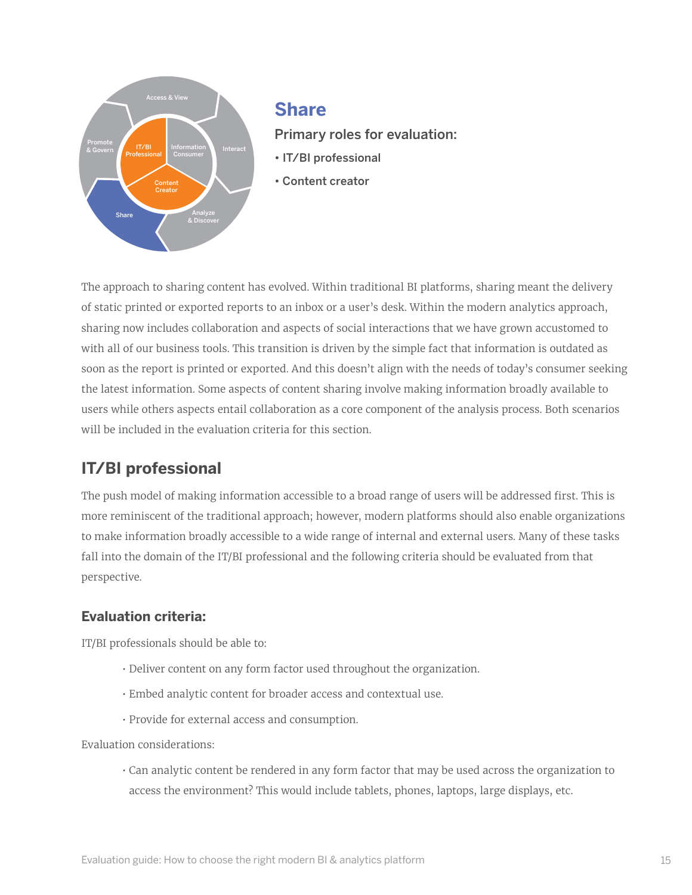## Share

**Primary roles for evaluation:**

- IT/BI professional
- Content creator

The approach to sharing content has evolved. Within traditional BI platforms, sharing meant the delivery of static printed or exported reports to an inbox or a user's desk. Within the modern analytics approach, sharing now includes collaboration and aspects of social interactions that we have grown accustomed to with all of our business tools. This transition is driven by the simple fact that information is outdated as soon as the report is printed or exported. And this doesn't align with the needs of today's consumer seeking the latest information. Some aspects of content sharing involve making information broadly available to users while others aspects entail collaboration as a core component of the analysis process. Both scenarios will be included in the evaluation criteria for this section.

## IT/BI professional

The push model of making information accessible to a broad range of users will be addressed first. This is more reminiscent of the traditional approach; however, modern platforms should also enable organizations to make information broadly accessible to a wide range of internal and external users. Many of these tasks fall into the domain of the IT/BI professional and the following criteria should be evaluated from that perspective.

### Evaluation criteria:

IT/BI professionals should be able to:

- Deliver content on any form factor used throughout the organization.
- Embed analytic content for broader access and contextual use.
- Provide for external access and consumption.

Evaluation considerations:

- Can analytic content be rendered in any form factor that may be used across the organization to access the environment? This would include tablets, phones, laptops, large displays, etc.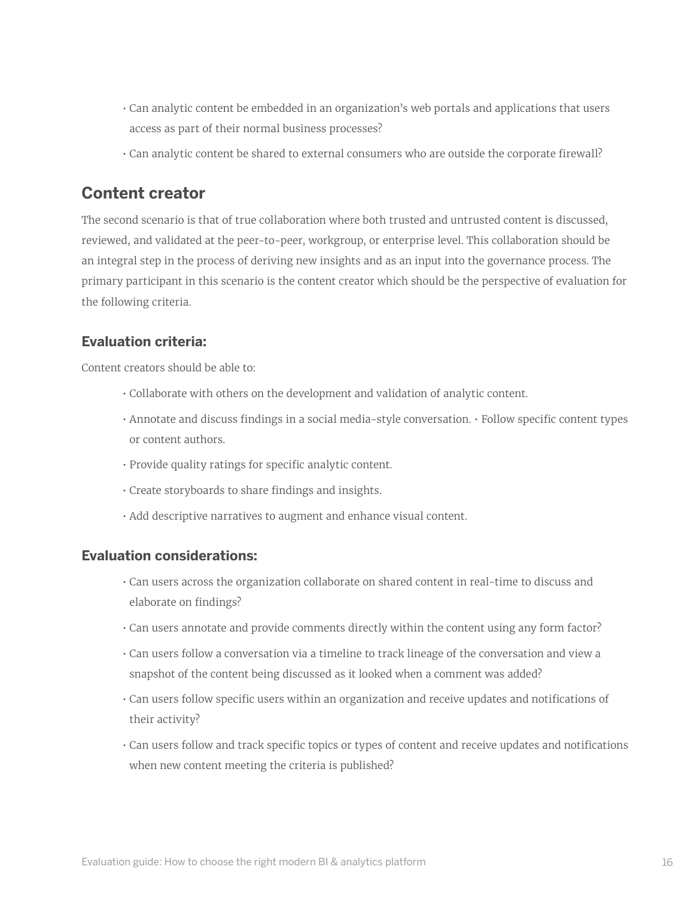- Can analytic content be embedded in an organization's web portals and applications that users access as part of their normal business processes?
- Can analytic content be shared to external consumers who are outside the corporate firewall?

## Content creator

The second scenario is that of true collaboration where both trusted and untrusted content is discussed, reviewed, and validated at the peer-to-peer, workgroup, or enterprise level. This collaboration should be an integral step in the process of deriving new insights and as an input into the governance process. The primary participant in this scenario is the content creator which should be the perspective of evaluation for the following criteria.

### Evaluation criteria:

Content creators should be able to:

- Collaborate with others on the development and validation of analytic content.
- Annotate and discuss findings in a social media-style conversation. • Follow specific content types or content authors.
- Provide quality ratings for specific analytic content.
- Create storyboards to share findings and insights.
- Add descriptive narratives to augment and enhance visual content.

### Evaluation considerations:

- Can users across the organization collaborate on shared content in real-time to discuss and elaborate on findings?
- Can users annotate and provide comments directly within the content using any form factor?
- Can users follow a conversation via a timeline to track lineage of the conversation and view a snapshot of the content being discussed as it looked when a comment was added?
- Can users follow specific users within an organization and receive updates and notifications of their activity?
- Can users follow and track specific topics or types of content and receive updates and notifications when new content meeting the criteria is published?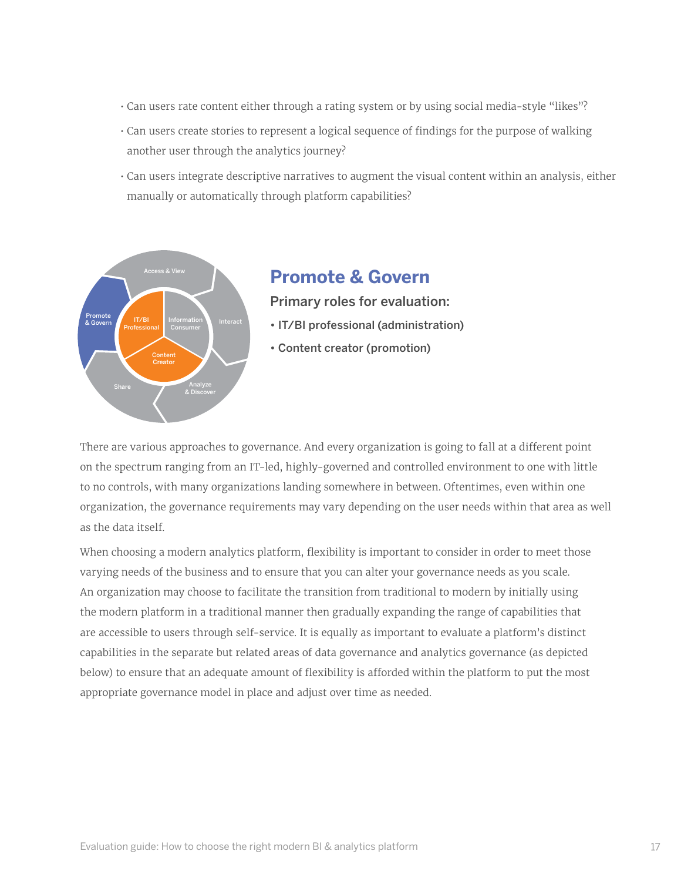- Can users rate content either through a rating system or by using social media-style "likes"?
- Can users create stories to represent a logical sequence of findings for the purpose of walking another user through the analytics journey?
- Can users integrate descriptive narratives to augment the visual content within an analysis, either manually or automatically through platform capabilities?

## Promote & Govern

**Primary roles for evaluation:**

- IT/BI professional (administration)
- Content creator (promotion)

There are various approaches to governance. And every organization is going to fall at a different point on the spectrum ranging from an IT-led, highly-governed and controlled environment to one with little to no controls, with many organizations landing somewhere in between. Oftentimes, even within one organization, the governance requirements may vary depending on the user needs within that area as well as the data itself.

When choosing a modern analytics platform, flexibility is important to consider in order to meet those varying needs of the business and to ensure that you can alter your governance needs as you scale. An organization may choose to facilitate the transition from traditional to modern by initially using the modern platform in a traditional manner then gradually expanding the range of capabilities that are accessible to users through self-service. It is equally as important to evaluate a platform's distinct capabilities in the separate but related areas of data governance and analytics governance (as depicted below) to ensure that an adequate amount of flexibility is afforded within the platform to put the most appropriate governance model in place and adjust over time as needed.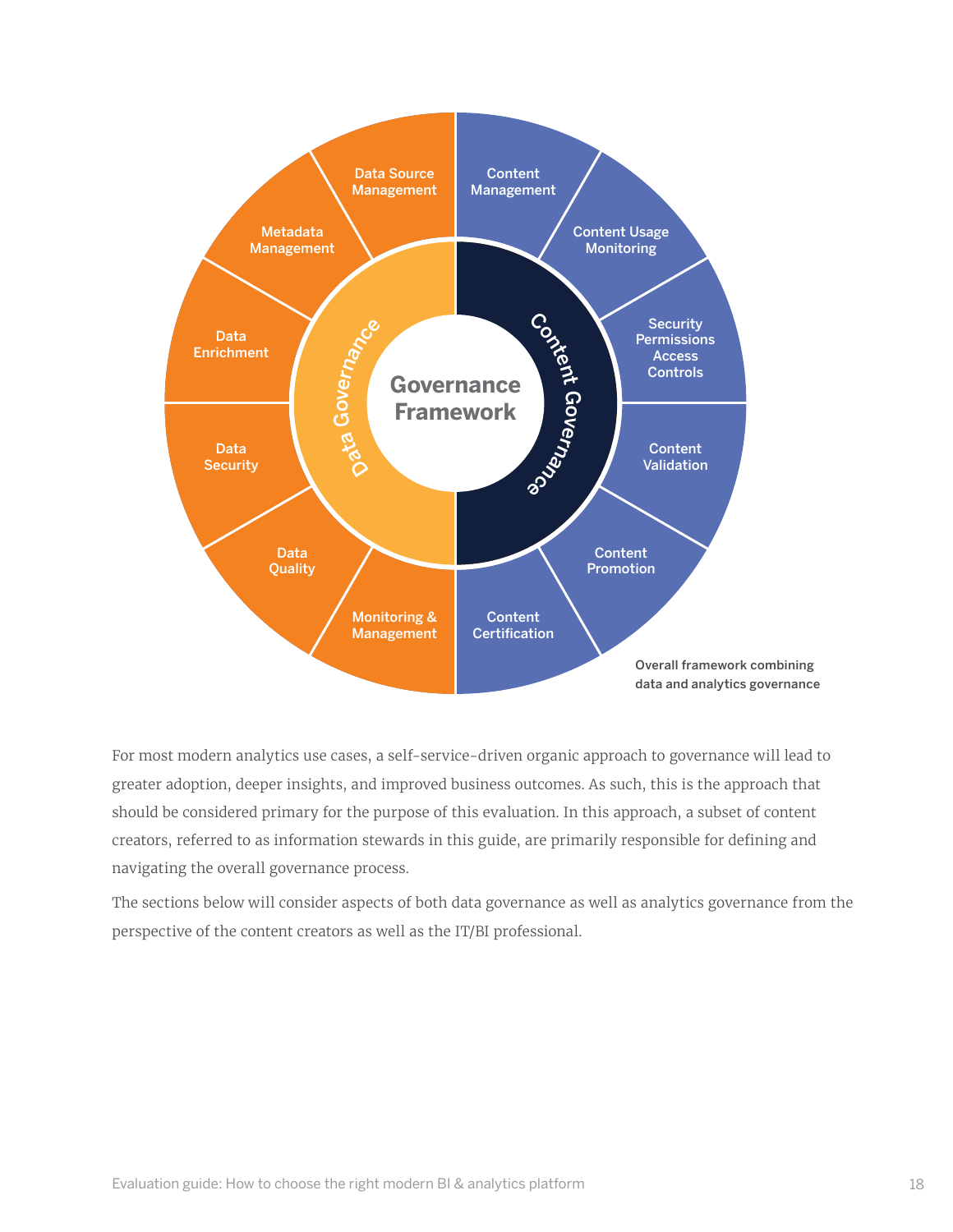Governance Framework

Data Governance

- Data Source Management
- Metadata Management
- Data Enrichment
- Data Security
- Data Quality
- Monitoring & Management

Content Governance

- Content Management
- Content Usage Monitoring
- Security Permissions Access Controls
- Content Validation
- Content Promotion
- Content Certification

Overall framework combining data and analytics governance

For most modern analytics use cases, a self-service-driven organic approach to governance will lead to greater adoption, deeper insights, and improved business outcomes. As such, this is the approach that should be considered primary for the purpose of this evaluation. In this approach, a subset of content creators, referred to as information stewards in this guide, are primarily responsible for defining and navigating the overall governance process.

The sections below will consider aspects of both data governance as well as analytics governance from the perspective of the content creators as well as the IT/BI professional.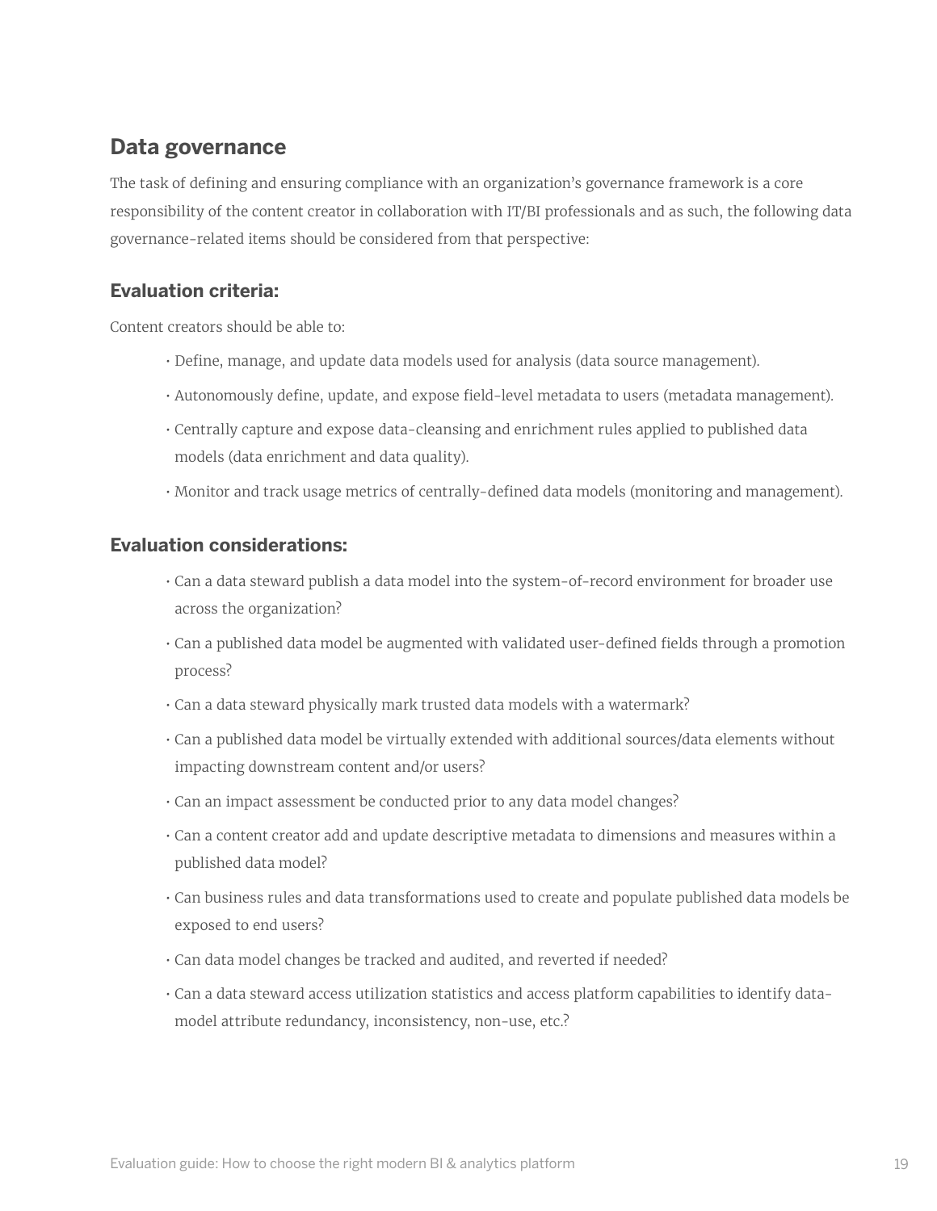## Data governance

The task of defining and ensuring compliance with an organization's governance framework is a core responsibility of the content creator in collaboration with IT/BI professionals and as such, the following data governance-related items should be considered from that perspective:

### Evaluation criteria:

Content creators should be able to:

- Define, manage, and update data models used for analysis (data source management).
- Autonomously define, update, and expose field-level metadata to users (metadata management).
- Centrally capture and expose data-cleansing and enrichment rules applied to published data models (data enrichment and data quality).
- Monitor and track usage metrics of centrally-defined data models (monitoring and management).

### Evaluation considerations:

- Can a data steward publish a data model into the system-of-record environment for broader use across the organization?
- Can a published data model be augmented with validated user-defined fields through a promotion process?
- Can a data steward physically mark trusted data models with a watermark?
- Can a published data model be virtually extended with additional sources/data elements without impacting downstream content and/or users?
- Can an impact assessment be conducted prior to any data model changes?
- Can a content creator add and update descriptive metadata to dimensions and measures within a published data model?
- Can business rules and data transformations used to create and populate published data models be exposed to end users?
- Can data model changes be tracked and audited, and reverted if needed?
- Can a data steward access utilization statistics and access platform capabilities to identify data-model attribute redundancy, inconsistency, non-use, etc.?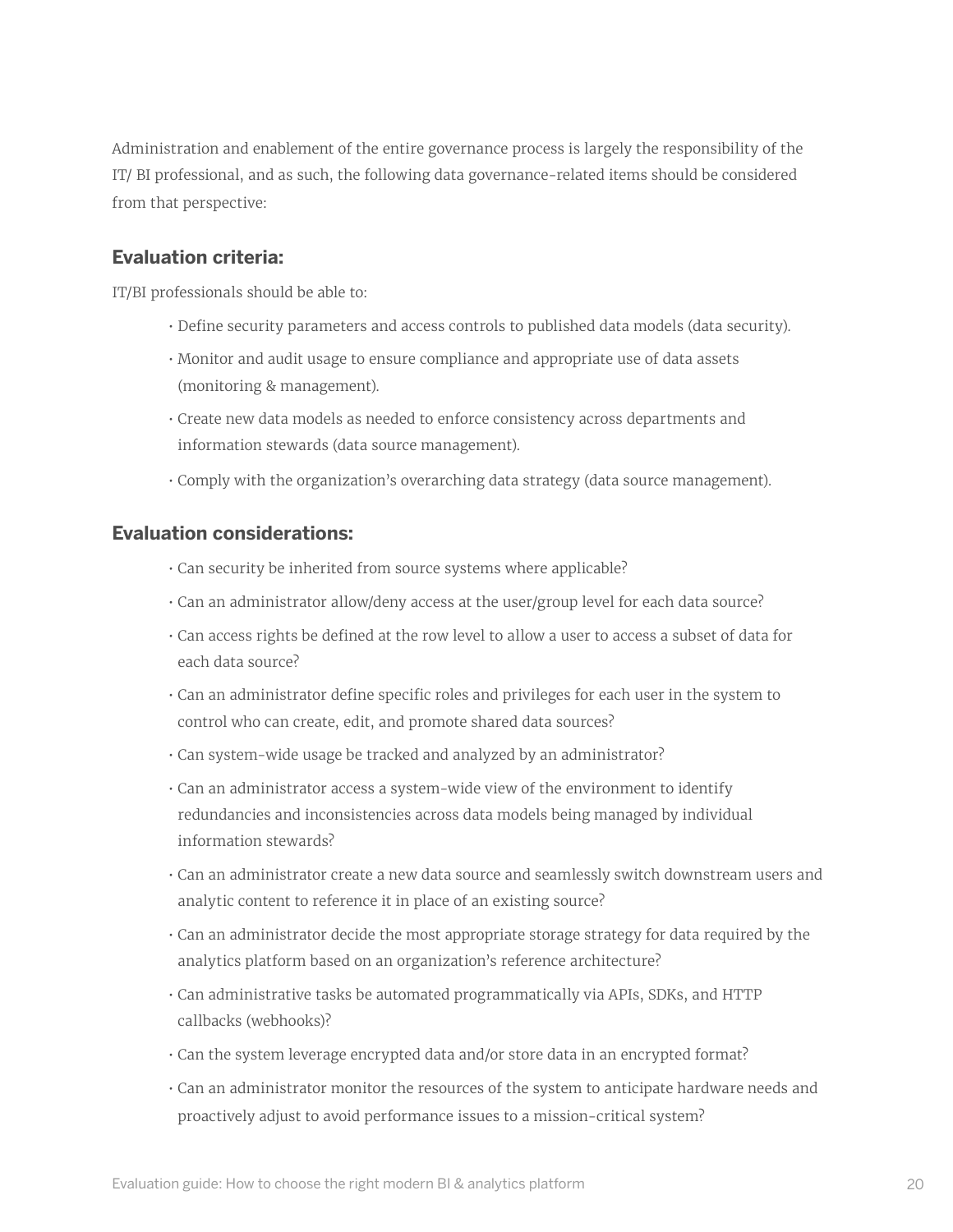Administration and enablement of the entire governance process is largely the responsibility of the IT/ BI professional, and as such, the following data governance-related items should be considered from that perspective:

### Evaluation criteria:

IT/BI professionals should be able to:

- Define security parameters and access controls to published data models (data security).
- Monitor and audit usage to ensure compliance and appropriate use of data assets (monitoring & management).
- Create new data models as needed to enforce consistency across departments and information stewards (data source management).
- Comply with the organization's overarching data strategy (data source management).

### Evaluation considerations:

- Can security be inherited from source systems where applicable?
- Can an administrator allow/deny access at the user/group level for each data source?
- Can access rights be defined at the row level to allow a user to access a subset of data for each data source?
- Can an administrator define specific roles and privileges for each user in the system to control who can create, edit, and promote shared data sources?
- Can system-wide usage be tracked and analyzed by an administrator?
- Can an administrator access a system-wide view of the environment to identify redundancies and inconsistencies across data models being managed by individual information stewards?
- Can an administrator create a new data source and seamlessly switch downstream users and analytic content to reference it in place of an existing source?
- Can an administrator decide the most appropriate storage strategy for data required by the analytics platform based on an organization's reference architecture?
- Can administrative tasks be automated programmatically via APIs, SDKs, and HTTP callbacks (webhooks)?
- Can the system leverage encrypted data and/or store data in an encrypted format?
- Can an administrator monitor the resources of the system to anticipate hardware needs and proactively adjust to avoid performance issues to a mission-critical system?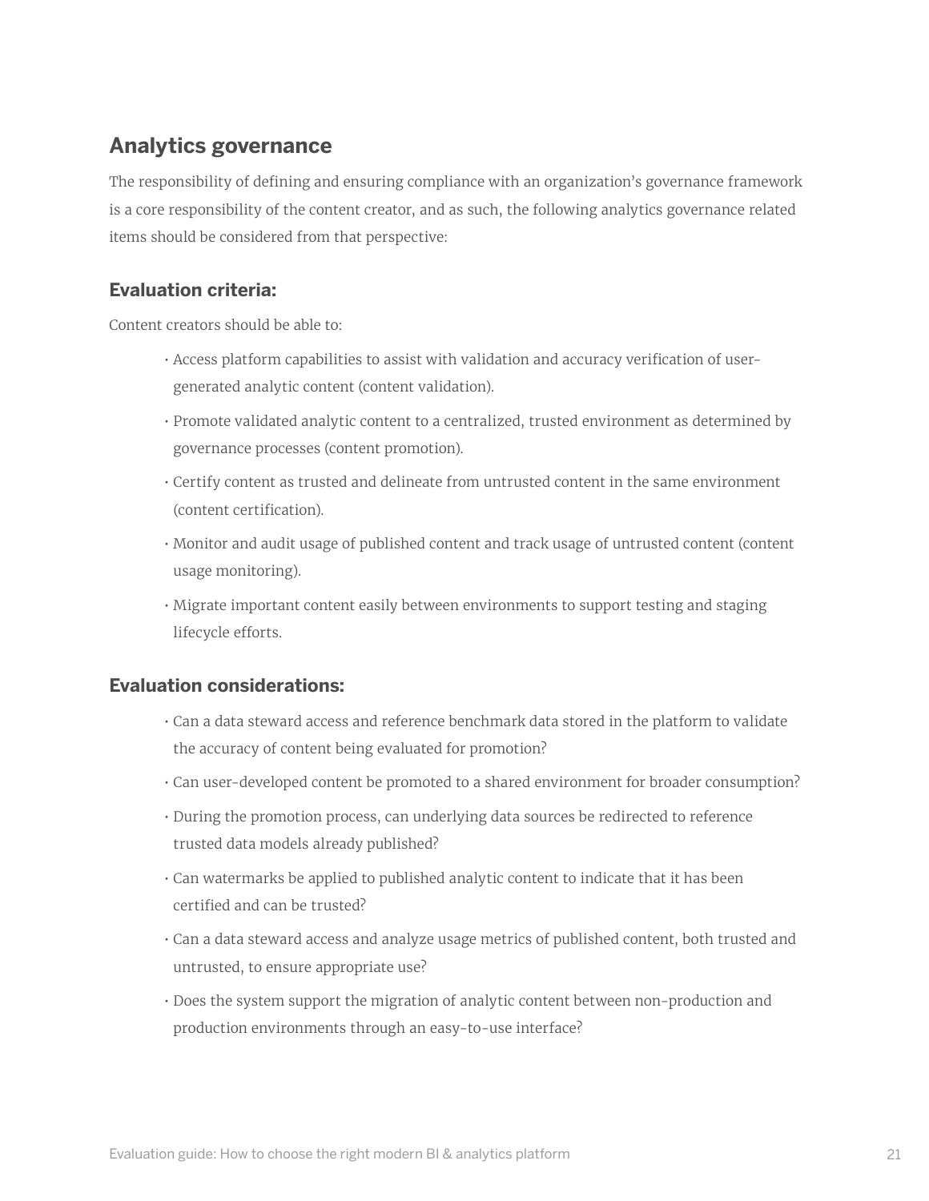## Analytics governance

The responsibility of defining and ensuring compliance with an organization's governance framework is a core responsibility of the content creator, and as such, the following analytics governance related items should be considered from that perspective:

### Evaluation criteria:

Content creators should be able to:

- Access platform capabilities to assist with validation and accuracy verification of user-generated analytic content (content validation).
- Promote validated analytic content to a centralized, trusted environment as determined by governance processes (content promotion).
- Certify content as trusted and delineate from untrusted content in the same environment (content certification).
- Monitor and audit usage of published content and track usage of untrusted content (content usage monitoring).
- Migrate important content easily between environments to support testing and staging lifecycle efforts.

### Evaluation considerations:

- Can a data steward access and reference benchmark data stored in the platform to validate the accuracy of content being evaluated for promotion?
- Can user-developed content be promoted to a shared environment for broader consumption?
- During the promotion process, can underlying data sources be redirected to reference trusted data models already published?
- Can watermarks be applied to published analytic content to indicate that it has been certified and can be trusted?
- Can a data steward access and analyze usage metrics of published content, both trusted and untrusted, to ensure appropriate use?
- Does the system support the migration of analytic content between non-production and production environments through an easy-to-use interface?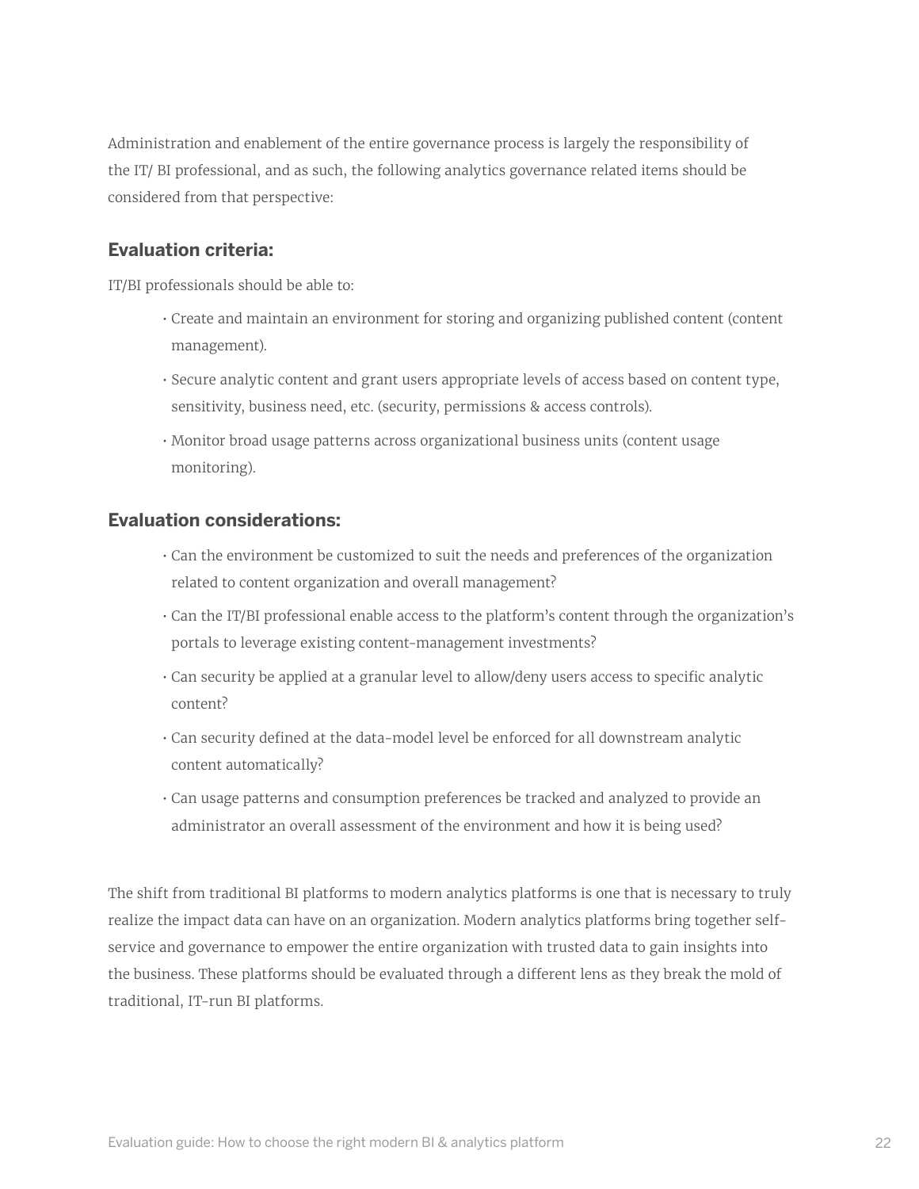Administration and enablement of the entire governance process is largely the responsibility of the IT/ BI professional, and as such, the following analytics governance related items should be considered from that perspective:

### Evaluation criteria:

IT/BI professionals should be able to:

- Create and maintain an environment for storing and organizing published content (content management).
- Secure analytic content and grant users appropriate levels of access based on content type, sensitivity, business need, etc. (security, permissions & access controls).
- Monitor broad usage patterns across organizational business units (content usage monitoring).

### Evaluation considerations:

- Can the environment be customized to suit the needs and preferences of the organization related to content organization and overall management?
- Can the IT/BI professional enable access to the platform's content through the organization's portals to leverage existing content-management investments?
- Can security be applied at a granular level to allow/deny users access to specific analytic content?
- Can security defined at the data-model level be enforced for all downstream analytic content automatically?
- Can usage patterns and consumption preferences be tracked and analyzed to provide an administrator an overall assessment of the environment and how it is being used?

The shift from traditional BI platforms to modern analytics platforms is one that is necessary to truly realize the impact data can have on an organization. Modern analytics platforms bring together self-service and governance to empower the entire organization with trusted data to gain insights into the business. These platforms should be evaluated through a different lens as they break the mold of traditional, IT-run BI platforms.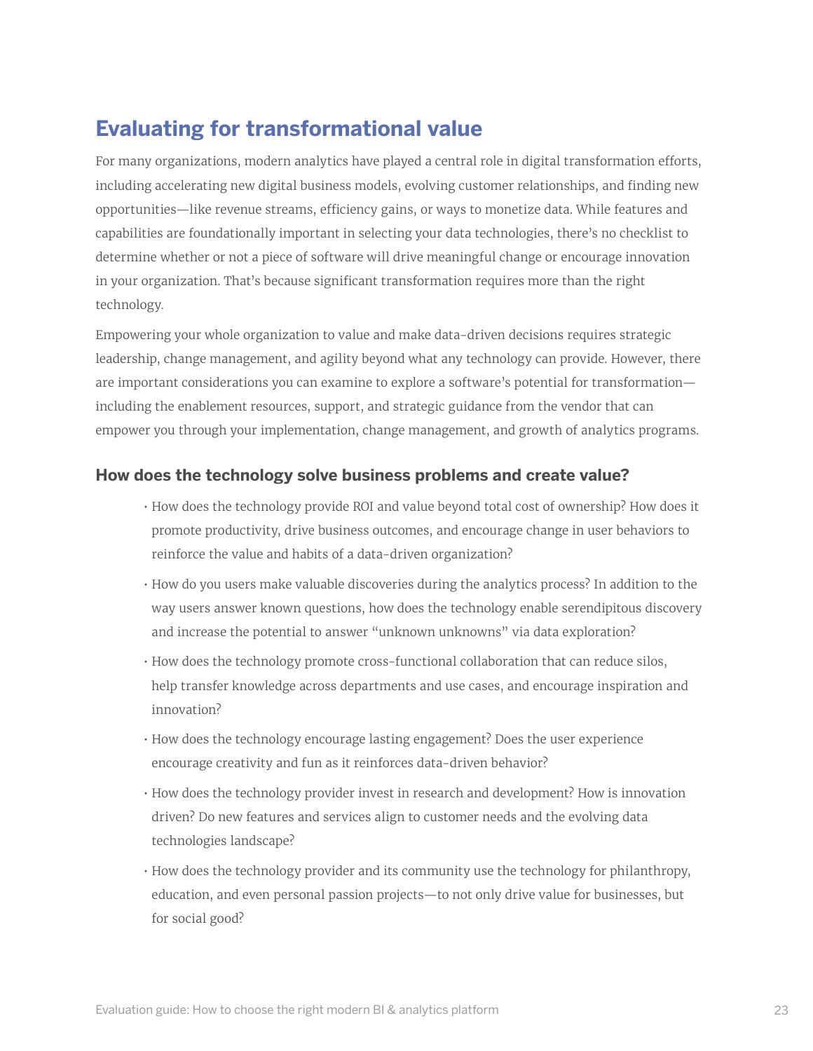## Evaluating for transformational value

For many organizations, modern analytics have played a central role in digital transformation efforts, including accelerating new digital business models, evolving customer relationships, and finding new opportunities—like revenue streams, efficiency gains, or ways to monetize data. While features and capabilities are foundationally important in selecting your data technologies, there's no checklist to determine whether or not a piece of software will drive meaningful change or encourage innovation in your organization. That's because significant transformation requires more than the right technology.

Empowering your whole organization to value and make data-driven decisions requires strategic leadership, change management, and agility beyond what any technology can provide. However, there are important considerations you can examine to explore a software's potential for transformation—including the enablement resources, support, and strategic guidance from the vendor that can empower you through your implementation, change management, and growth of analytics programs.

### How does the technology solve business problems and create value?

- How does the technology provide ROI and value beyond total cost of ownership? How does it promote productivity, drive business outcomes, and encourage change in user behaviors to reinforce the value and habits of a data-driven organization?
- How do you users make valuable discoveries during the analytics process? In addition to the way users answer known questions, how does the technology enable serendipitous discovery and increase the potential to answer "unknown unknowns" via data exploration?
- How does the technology promote cross-functional collaboration that can reduce silos, help transfer knowledge across departments and use cases, and encourage inspiration and innovation?
- How does the technology encourage lasting engagement? Does the user experience encourage creativity and fun as it reinforces data-driven behavior?
- How does the technology provider invest in research and development? How is innovation driven? Do new features and services align to customer needs and the evolving data technologies landscape?
- How does the technology provider and its community use the technology for philanthropy, education, and even personal passion projects—to not only drive value for businesses, but for social good?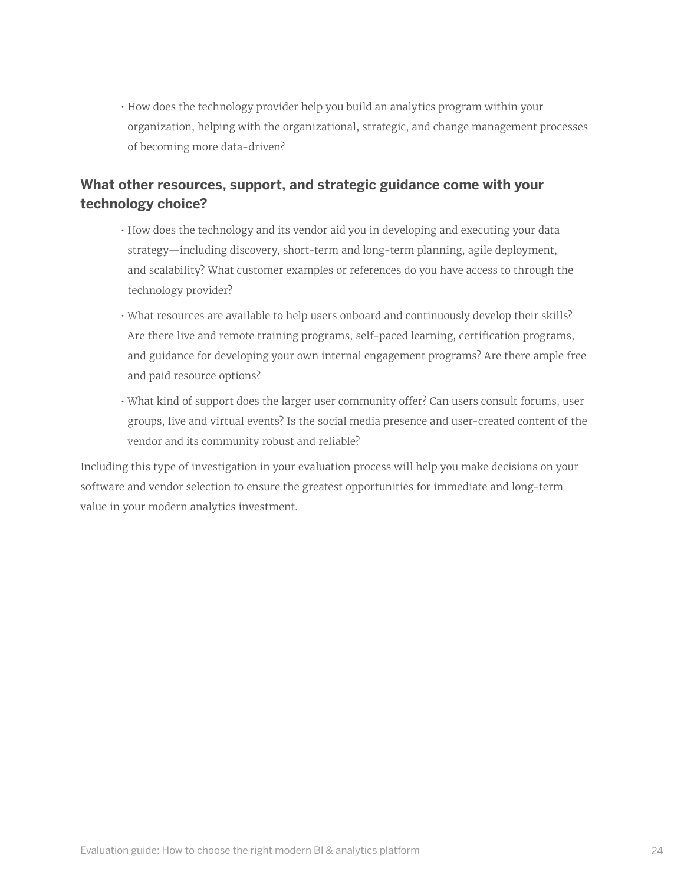- How does the technology provider help you build an analytics program within your organization, helping with the organizational, strategic, and change management processes of becoming more data-driven?

### What other resources, support, and strategic guidance come with your technology choice?

- How does the technology and its vendor aid you in developing and executing your data strategy—including discovery, short-term and long-term planning, agile deployment, and scalability? What customer examples or references do you have access to through the technology provider?
- What resources are available to help users onboard and continuously develop their skills? Are there live and remote training programs, self-paced learning, certification programs, and guidance for developing your own internal engagement programs? Are there ample free and paid resource options?
- What kind of support does the larger user community offer? Can users consult forums, user groups, live and virtual events? Is the social media presence and user-created content of the vendor and its community robust and reliable?

Including this type of investigation in your evaluation process will help you make decisions on your software and vendor selection to ensure the greatest opportunities for immediate and long-term value in your modern analytics investment.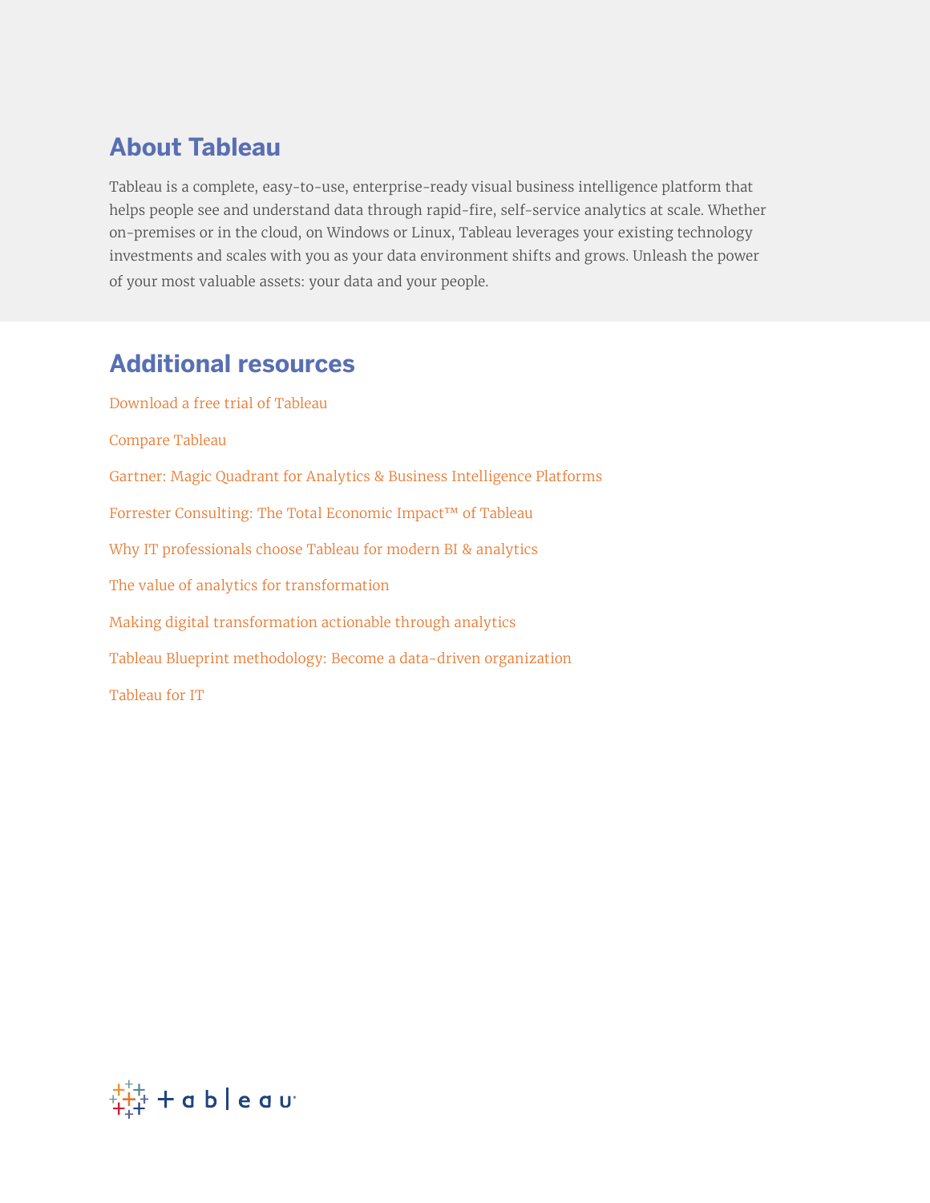## About Tableau

Tableau is a complete, easy-to-use, enterprise-ready visual business intelligence platform that helps people see and understand data through rapid-fire, self-service analytics at scale. Whether on-premises or in the cloud, on Windows or Linux, Tableau leverages your existing technology investments and scales with you as your data environment shifts and grows. Unleash the power of your most valuable assets: your data and your people.

## Additional resources

Download a free trial of Tableau

Compare Tableau

Gartner: Magic Quadrant for Analytics & Business Intelligence Platforms

Forrester Consulting: The Total Economic Impact™ of Tableau

Why IT professionals choose Tableau for modern BI & analytics

The value of analytics for transformation

Making digital transformation actionable through analytics

Tableau Blueprint methodology: Become a data-driven organization

Tableau for IT